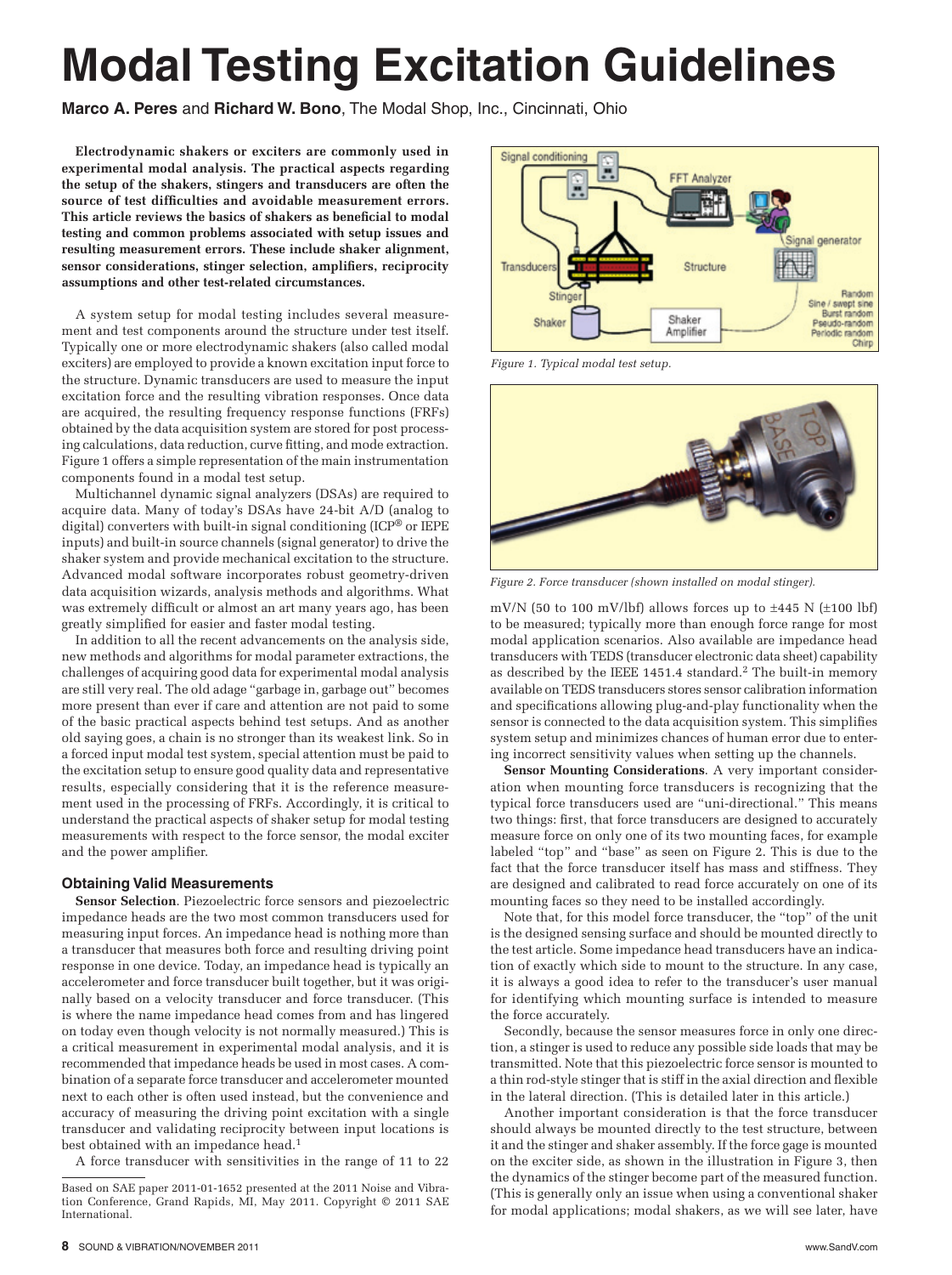# Modal Testing Excitation Guidelines

**Marco A. Peres** and **Richard W. Bono**, The Modal Shop, Inc., Cincinnati, Ohio

**Electrodynamic shakers or exciters are commonly used in experimental modal analysis. The practical aspects regarding the setup of the shakers, stingers and transducers are often the source of test difficulties and avoidable measurement errors. This article reviews the basics of shakers as beneficial to modal testing and common problems associated with setup issues and resulting measurement errors. These include shaker alignment, sensor considerations, stinger selection, amplifiers, reciprocity assumptions and other test-related circumstances.**

A system setup for modal testing includes several measurement and test components around the structure under test itself. Typically one or more electrodynamic shakers (also called modal exciters) are employed to provide a known excitation input force to the structure. Dynamic transducers are used to measure the input excitation force and the resulting vibration responses. Once data are acquired, the resulting frequency response functions (FRFs) obtained by the data acquisition system are stored for post processing calculations, data reduction, curve fitting, and mode extraction. Figure 1 offers a simple representation of the main instrumentation components found in a modal test setup.

Multichannel dynamic signal analyzers (DSAs) are required to acquire data. Many of today's DSAs have 24-bit A/D (analog to digital) converters with built-in signal conditioning (ICP® or IEPE inputs) and built-in source channels (signal generator) to drive the shaker system and provide mechanical excitation to the structure. Advanced modal software incorporates robust geometry-driven data acquisition wizards, analysis methods and algorithms. What was extremely difficult or almost an art many years ago, has been greatly simplified for easier and faster modal testing.

In addition to all the recent advancements on the analysis side, new methods and algorithms for modal parameter extractions, the challenges of acquiring good data for experimental modal analysis are still very real. The old adage "garbage in, garbage out" becomes more present than ever if care and attention are not paid to some of the basic practical aspects behind test setups. And as another old saying goes, a chain is no stronger than its weakest link. So in a forced input modal test system, special attention must be paid to the excitation setup to ensure good quality data and representative results, especially considering that it is the reference measurement used in the processing of FRFs. Accordingly, it is critical to understand the practical aspects of shaker setup for modal testing measurements with respect to the force sensor, the modal exciter and the power amplifier.

*Figure 1. Typical modal test setup.*

*Figure 2. Force transducer (shown installed on modal stinger).*

## Obtaining Valid Measurements

**Sensor Selection**. Piezoelectric force sensors and piezoelectric impedance heads are the two most common transducers used for measuring input forces. An impedance head is nothing more than a transducer that measures both force and resulting driving point response in one device. Today, an impedance head is typically an accelerometer and force transducer built together, but it was originally based on a velocity transducer and force transducer. (This is where the name impedance head comes from and has lingered on today even though velocity is not normally measured.) This is a critical measurement in experimental modal analysis, and it is recommended that impedance heads be used in most cases. A combination of a separate force transducer and accelerometer mounted next to each other is often used instead, but the convenience and accuracy of measuring the driving point excitation with a single transducer and validating reciprocity between input locations is best obtained with an impedance head.[1]

A force transducer with sensitivities in the range of 11 to 22 mV/N (50 to 100 mV/lbf) allows forces up to ±445 N (±100 lbf) to be measured; typically more than enough force range for most modal application scenarios. Also available are impedance head transducers with TEDS (transducer electronic data sheet) capability as described by the IEEE 1451.4 standard.[2] The built-in memory available on TEDS transducers stores sensor calibration information and specifications allowing plug-and-play functionality when the sensor is connected to the data acquisition system. This simplifies system setup and minimizes chances of human error due to entering incorrect sensitivity values when setting up the channels.

**Sensor Mounting Considerations**. A very important consideration when mounting force transducers is recognizing that the typical force transducers used are "uni-directional." This means two things: first, that force transducers are designed to accurately measure force on only one of its two mounting faces, for example labeled "top" and "base" as seen on Figure 2. This is due to the fact that the force transducer itself has mass and stiffness. They are designed and calibrated to read force accurately on one of its mounting faces so they need to be installed accordingly.

Note that, for this model force transducer, the "top" of the unit is the designed sensing surface and should be mounted directly to the test article. Some impedance head transducers have an indication of exactly which side to mount to the structure. In any case, it is always a good idea to refer to the transducer's user manual for identifying which mounting surface is intended to measure the force accurately.

Secondly, because the sensor measures force in only one direction, a stinger is used to reduce any possible side loads that may be transmitted. Note that this piezoelectric force sensor is mounted to a thin rod-style stinger that is stiff in the axial direction and flexible in the lateral direction. (This is detailed later in this article.)

Another important consideration is that the force transducer should always be mounted directly to the test structure, between it and the stinger and shaker assembly. If the force gage is mounted on the exciter side, as shown in the illustration in Figure 3, then the dynamics of the stinger become part of the measured function. (This is generally only an issue when using a conventional shaker for modal applications; modal shakers, as we will see later, have

Based on SAE paper 2011-01-1652 presented at the 2011 Noise and Vibration Conference, Grand Rapids, MI, May 2011. Copyright © 2011 SAE International.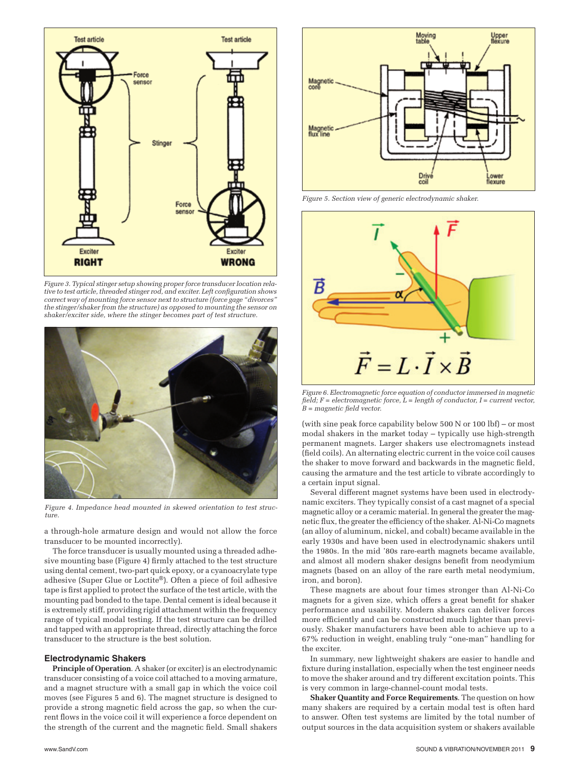Figure 3. Typical stinger setup showing proper force transducer location relative to test article, threaded stinger rod, and exciter. Left configuration shows correct way of mounting force sensor next to structure (force gage "divorces" the stinger/shaker from the structure) as opposed to mounting the sensor on shaker/exciter side, where the stinger becomes part of test structure.

Figure 4. Impedance head mounted in skewed orientation to test structure.

a through-hole armature design and would not allow the force transducer to be mounted incorrectly).

The force transducer is usually mounted using a threaded adhesive mounting base (Figure 4) firmly attached to the test structure using dental cement, two-part quick epoxy, or a cyanoacrylate type adhesive (Super Glue or Loctite®). Often a piece of foil adhesive tape is first applied to protect the surface of the test article, with the mounting pad bonded to the tape. Dental cement is ideal because it is extremely stiff, providing rigid attachment within the frequency range of typical modal testing. If the test structure can be drilled and tapped with an appropriate thread, directly attaching the force transducer to the structure is the best solution.

## Electrodynamic Shakers

**Principle of Operation**. A shaker (or exciter) is an electrodynamic transducer consisting of a voice coil attached to a moving armature, and a magnet structure with a small gap in which the voice coil moves (see Figures 5 and 6). The magnet structure is designed to provide a strong magnetic field across the gap, so when the current flows in the voice coil it will experience a force dependent on the strength of the current and the magnetic field. Small shakers

Figure 5. Section view of generic electrodynamic shaker.

Figure 6. Electromagnetic force equation of conductor immersed in magnetic field; F = electromagnetic force, L = length of conductor, I = current vector, B = magnetic field vector.

(with sine peak force capability below 500 N or 100 lbf) – or most modal shakers in the market today – typically use high-strength permanent magnets. Larger shakers use electromagnets instead (field coils). An alternating electric current in the voice coil causes the shaker to move forward and backwards in the magnetic field, causing the armature and the test article to vibrate accordingly to a certain input signal.

Several different magnet systems have been used in electrodynamic exciters. They typically consist of a cast magnet of a special magnetic alloy or a ceramic material. In general the greater the magnetic flux, the greater the efficiency of the shaker. Al-Ni-Co magnets (an alloy of aluminum, nickel, and cobalt) became available in the early 1930s and have been used in electrodynamic shakers until the 1980s. In the mid '80s rare-earth magnets became available, and almost all modern shaker designs benefit from neodymium magnets (based on an alloy of the rare earth metal neodymium, iron, and boron).

These magnets are about four times stronger than Al-Ni-Co magnets for a given size, which offers a great benefit for shaker performance and usability. Modern shakers can deliver forces more efficiently and can be constructed much lighter than previously. Shaker manufacturers have been able to achieve up to a 67% reduction in weight, enabling truly "one-man" handling for the exciter.

In summary, new lightweight shakers are easier to handle and fixture during installation, especially when the test engineer needs to move the shaker around and try different excitation points. This is very common in large-channel-count modal tests.

**Shaker Quantity and Force Requirements**. The question on how many shakers are required by a certain modal test is often hard to answer. Often test systems are limited by the total number of output sources in the data acquisition system or shakers available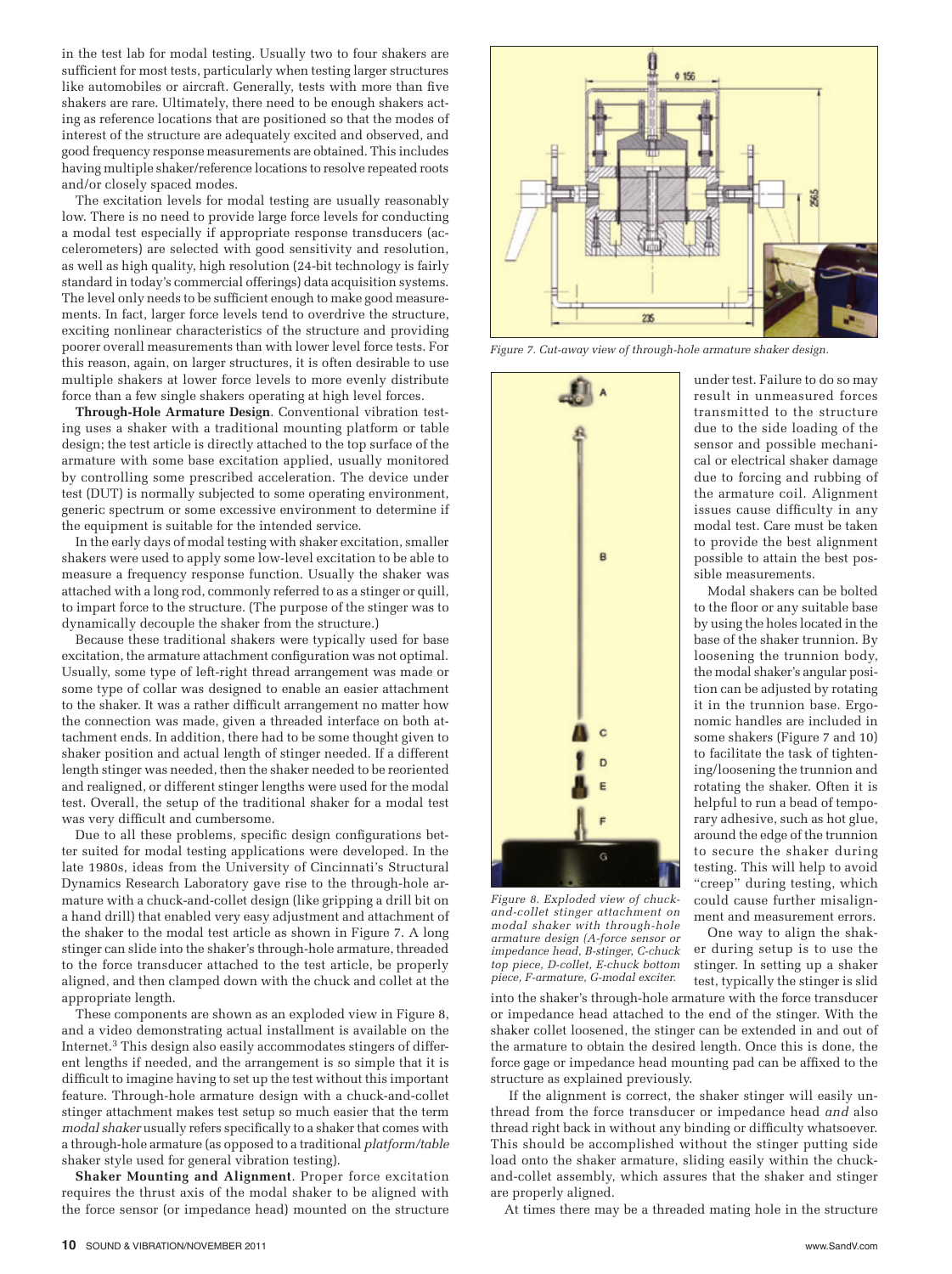in the test lab for modal testing. Usually two to four shakers are sufficient for most tests, particularly when testing larger structures like automobiles or aircraft. Generally, tests with more than five shakers are rare. Ultimately, there need to be enough shakers acting as reference locations that are positioned so that the modes of interest of the structure are adequately excited and observed, and good frequency response measurements are obtained. This includes having multiple shaker/reference locations to resolve repeated roots and/or closely spaced modes.

The excitation levels for modal testing are usually reasonably low. There is no need to provide large force levels for conducting a modal test especially if appropriate response transducers (accelerometers) are selected with good sensitivity and resolution, as well as high quality, high resolution (24-bit technology is fairly standard in today's commercial offerings) data acquisition systems. The level only needs to be sufficient enough to make good measurements. In fact, larger force levels tend to overdrive the structure, exciting nonlinear characteristics of the structure and providing poorer overall measurements than with lower level force tests. For this reason, again, on larger structures, it is often desirable to use multiple shakers at lower force levels to more evenly distribute force than a few single shakers operating at high level forces.

**Through-Hole Armature Design**. Conventional vibration testing uses a shaker with a traditional mounting platform or table design; the test article is directly attached to the top surface of the armature with some base excitation applied, usually monitored by controlling some prescribed acceleration. The device under test (DUT) is normally subjected to some operating environment, generic spectrum or some excessive environment to determine if the equipment is suitable for the intended service.

In the early days of modal testing with shaker excitation, smaller shakers were used to apply some low-level excitation to be able to measure a frequency response function. Usually the shaker was attached with a long rod, commonly referred to as a stinger or quill, to impart force to the structure. (The purpose of the stinger was to dynamically decouple the shaker from the structure.)

Because these traditional shakers were typically used for base excitation, the armature attachment configuration was not optimal. Usually, some type of left-right thread arrangement was made or some type of collar was designed to enable an easier attachment to the shaker. It was a rather difficult arrangement no matter how the connection was made, given a threaded interface on both attachment ends. In addition, there had to be some thought given to shaker position and actual length of stinger needed. If a different length stinger was needed, then the shaker needed to be reoriented and realigned, or different stinger lengths were used for the modal test. Overall, the setup of the traditional shaker for a modal test was very difficult and cumbersome.

Due to all these problems, specific design configurations better suited for modal testing applications were developed. In the late 1980s, ideas from the University of Cincinnati's Structural Dynamics Research Laboratory gave rise to the through-hole armature with a chuck-and-collet design (like gripping a drill bit on a hand drill) that enabled very easy adjustment and attachment of the shaker to the modal test article as shown in Figure 7. A long stinger can slide into the shaker's through-hole armature, threaded to the force transducer attached to the test article, be properly aligned, and then clamped down with the chuck and collet at the appropriate length.

These components are shown as an exploded view in Figure 8, and a video demonstrating actual installment is available on the Internet.[3] This design also easily accommodates stingers of different lengths if needed, and the arrangement is so simple that it is difficult to imagine having to set up the test without this important feature. Through-hole armature design with a chuck-and-collet stinger attachment makes test setup so much easier that the term *modal shaker* usually refers specifically to a shaker that comes with a through-hole armature (as opposed to a traditional *platform/table* shaker style used for general vibration testing).

**Shaker Mounting and Alignment**. Proper force excitation requires the thrust axis of the modal shaker to be aligned with the force sensor (or impedance head) mounted on the structure under test. Failure to do so may result in unmeasured forces transmitted to the structure due to the side loading of the sensor and possible mechanical or electrical shaker damage due to forcing and rubbing of the armature coil. Alignment issues cause difficulty in any modal test. Care must be taken to provide the best alignment possible to attain the best possible measurements.

*Figure 7. Cut-away view of through-hole armature shaker design.*

*Figure 8. Exploded view of chuck-and-collet stinger attachment on modal shaker with through-hole armature design (A-force sensor or impedance head, B-stinger, C-chuck top piece, D-collet, E-chuck bottom piece, F-armature, G-modal exciter.*

Modal shakers can be bolted to the floor or any suitable base by using the holes located in the base of the shaker trunnion. By loosening the trunnion body, the modal shaker's angular position can be adjusted by rotating it in the trunnion base. Ergonomic handles are included in some shakers (Figure 7 and 10) to facilitate the task of tightening/loosening the trunnion and rotating the shaker. Often it is helpful to run a bead of temporary adhesive, such as hot glue, around the edge of the trunnion to secure the shaker during testing. This will help to avoid "creep" during testing, which could cause further misalignment and measurement errors.

One way to align the shaker during setup is to use the stinger. In setting up a shaker test, typically the stinger is slid into the shaker's through-hole armature with the force transducer or impedance head attached to the end of the stinger. With the shaker collet loosened, the stinger can be extended in and out of the armature to obtain the desired length. Once this is done, the force gage or impedance head mounting pad can be affixed to the structure as explained previously.

If the alignment is correct, the shaker stinger will easily unthread from the force transducer or impedance head *and* also thread right back in without any binding or difficulty whatsoever. This should be accomplished without the stinger putting side load onto the shaker armature, sliding easily within the chuck-and-collet assembly, which assures that the shaker and stinger are properly aligned.

At times there may be a threaded mating hole in the structure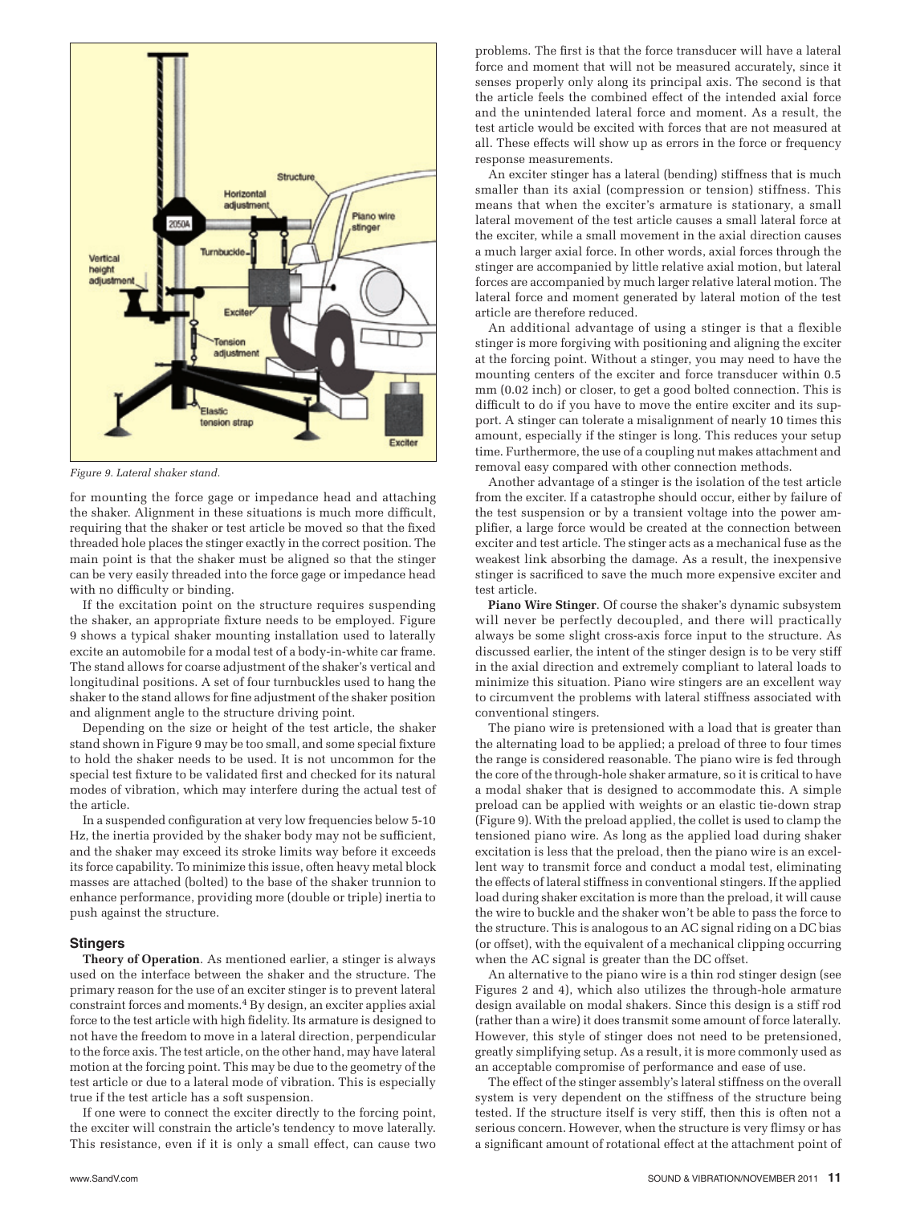Structure
Horizontal adjustment
2050A
Piano wire stinger
Turnbuckle
Vertical height adjustment
Exciter
Tension adjustment
Elastic tension strap
Exciter

*Figure 9. Lateral shaker stand.*

for mounting the force gage or impedance head and attaching the shaker. Alignment in these situations is much more difficult, requiring that the shaker or test article be moved so that the fixed threaded hole places the stinger exactly in the correct position. The main point is that the shaker must be aligned so that the stinger can be very easily threaded into the force gage or impedance head with no difficulty or binding.

If the excitation point on the structure requires suspending the shaker, an appropriate fixture needs to be employed. Figure 9 shows a typical shaker mounting installation used to laterally excite an automobile for a modal test of a body-in-white car frame. The stand allows for coarse adjustment of the shaker's vertical and longitudinal positions. A set of four turnbuckles used to hang the shaker to the stand allows for fine adjustment of the shaker position and alignment angle to the structure driving point.

Depending on the size or height of the test article, the shaker stand shown in Figure 9 may be too small, and some special fixture to hold the shaker needs to be used. It is not uncommon for the special test fixture to be validated first and checked for its natural modes of vibration, which may interfere during the actual test of the article.

In a suspended configuration at very low frequencies below 5-10 Hz, the inertia provided by the shaker body may not be sufficient, and the shaker may exceed its stroke limits way before it exceeds its force capability. To minimize this issue, often heavy metal block masses are attached (bolted) to the base of the shaker trunnion to enhance performance, providing more (double or triple) inertia to push against the structure.

## Stingers

**Theory of Operation**. As mentioned earlier, a stinger is always used on the interface between the shaker and the structure. The primary reason for the use of an exciter stinger is to prevent lateral constraint forces and moments.[4] By design, an exciter applies axial force to the test article with high fidelity. Its armature is designed to not have the freedom to move in a lateral direction, perpendicular to the force axis. The test article, on the other hand, may have lateral motion at the forcing point. This may be due to the geometry of the test article or due to a lateral mode of vibration. This is especially true if the test article has a soft suspension.

If one were to connect the exciter directly to the forcing point, the exciter will constrain the article's tendency to move laterally. This resistance, even if it is only a small effect, can cause two problems. The first is that the force transducer will have a lateral force and moment that will not be measured accurately, since it senses properly only along its principal axis. The second is that the article feels the combined effect of the intended axial force and the unintended lateral force and moment. As a result, the test article would be excited with forces that are not measured at all. These effects will show up as errors in the force or frequency response measurements.

An exciter stinger has a lateral (bending) stiffness that is much smaller than its axial (compression or tension) stiffness. This means that when the exciter's armature is stationary, a small lateral movement of the test article causes a small lateral force at the exciter, while a small movement in the axial direction causes a much larger axial force. In other words, axial forces through the stinger are accompanied by little relative axial motion, but lateral forces are accompanied by much larger relative lateral motion. The lateral force and moment generated by lateral motion of the test article are therefore reduced.

An additional advantage of using a stinger is that a flexible stinger is more forgiving with positioning and aligning the exciter at the forcing point. Without a stinger, you may need to have the mounting centers of the exciter and force transducer within 0.5 mm (0.02 inch) or closer, to get a good bolted connection. This is difficult to do if you have to move the entire exciter and its support. A stinger can tolerate a misalignment of nearly 10 times this amount, especially if the stinger is long. This reduces your setup time. Furthermore, the use of a coupling nut makes attachment and removal easy compared with other connection methods.

Another advantage of a stinger is the isolation of the test article from the exciter. If a catastrophe should occur, either by failure of the test suspension or by a transient voltage into the power amplifier, a large force would be created at the connection between exciter and test article. The stinger acts as a mechanical fuse as the weakest link absorbing the damage. As a result, the inexpensive stinger is sacrificed to save the much more expensive exciter and test article.

**Piano Wire Stinger**. Of course the shaker's dynamic subsystem will never be perfectly decoupled, and there will practically always be some slight cross-axis force input to the structure. As discussed earlier, the intent of the stinger design is to be very stiff in the axial direction and extremely compliant to lateral loads to minimize this situation. Piano wire stingers are an excellent way to circumvent the problems with lateral stiffness associated with conventional stingers.

The piano wire is pretensioned with a load that is greater than the alternating load to be applied; a preload of three to four times the range is considered reasonable. The piano wire is fed through the core of the through-hole shaker armature, so it is critical to have a modal shaker that is designed to accommodate this. A simple preload can be applied with weights or an elastic tie-down strap (Figure 9). With the preload applied, the collet is used to clamp the tensioned piano wire. As long as the applied load during shaker excitation is less that the preload, then the piano wire is an excellent way to transmit force and conduct a modal test, eliminating the effects of lateral stiffness in conventional stingers. If the applied load during shaker excitation is more than the preload, it will cause the wire to buckle and the shaker won't be able to pass the force to the structure. This is analogous to an AC signal riding on a DC bias (or offset), with the equivalent of a mechanical clipping occurring when the AC signal is greater than the DC offset.

An alternative to the piano wire is a thin rod stinger design (see Figures 2 and 4), which also utilizes the through-hole armature design available on modal shakers. Since this design is a stiff rod (rather than a wire) it does transmit some amount of force laterally. However, this style of stinger does not need to be pretensioned, greatly simplifying setup. As a result, it is more commonly used as an acceptable compromise of performance and ease of use.

The effect of the stinger assembly's lateral stiffness on the overall system is very dependent on the stiffness of the structure being tested. If the structure itself is very stiff, then this is often not a serious concern. However, when the structure is very flimsy or has a significant amount of rotational effect at the attachment point of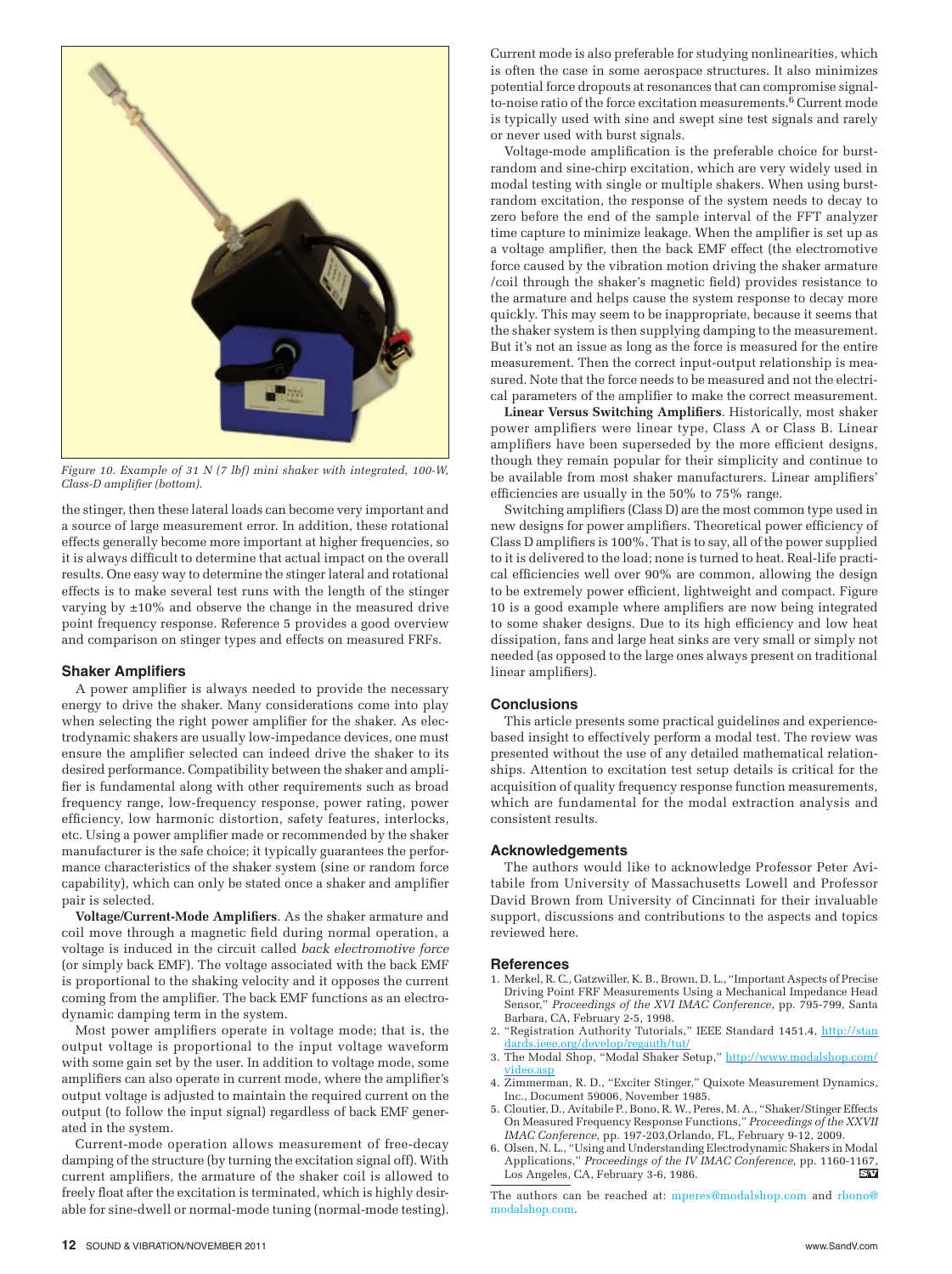*Figure 10. Example of 31 N (7 lbf) mini shaker with integrated, 100-W, Class-D amplifier (bottom).*

the stinger, then these lateral loads can become very important and a source of large measurement error. In addition, these rotational effects generally become more important at higher frequencies, so it is always difficult to determine that actual impact on the overall results. One easy way to determine the stinger lateral and rotational effects is to make several test runs with the length of the stinger varying by ±10% and observe the change in the measured drive point frequency response. Reference 5 provides a good overview and comparison on stinger types and effects on measured FRFs.

## Shaker Amplifiers

A power amplifier is always needed to provide the necessary energy to drive the shaker. Many considerations come into play when selecting the right power amplifier for the shaker. As electrodynamic shakers are usually low-impedance devices, one must ensure the amplifier selected can indeed drive the shaker to its desired performance. Compatibility between the shaker and amplifier is fundamental along with other requirements such as broad frequency range, low-frequency response, power rating, power efficiency, low harmonic distortion, safety features, interlocks, etc. Using a power amplifier made or recommended by the shaker manufacturer is the safe choice; it typically guarantees the performance characteristics of the shaker system (sine or random force capability), which can only be stated once a shaker and amplifier pair is selected.

**Voltage/Current-Mode Amplifiers**. As the shaker armature and coil move through a magnetic field during normal operation, a voltage is induced in the circuit called *back electromotive force* (or simply back EMF). The voltage associated with the back EMF is proportional to the shaking velocity and it opposes the current coming from the amplifier. The back EMF functions as an electrodynamic damping term in the system.

Most power amplifiers operate in voltage mode; that is, the output voltage is proportional to the input voltage waveform with some gain set by the user. In addition to voltage mode, some amplifiers can also operate in current mode, where the amplifier's output voltage is adjusted to maintain the required current on the output (to follow the input signal) regardless of back EMF generated in the system.

Current-mode operation allows measurement of free-decay damping of the structure (by turning the excitation signal off). With current amplifiers, the armature of the shaker coil is allowed to freely float after the excitation is terminated, which is highly desirable for sine-dwell or normal-mode tuning (normal-mode testing).

Current mode is also preferable for studying nonlinearities, which is often the case in some aerospace structures. It also minimizes potential force dropouts at resonances that can compromise signal-to-noise ratio of the force excitation measurements.[6] Current mode is typically used with sine and swept sine test signals and rarely or never used with burst signals.

Voltage-mode amplification is the preferable choice for burst-random and sine-chirp excitation, which are very widely used in modal testing with single or multiple shakers. When using burst-random excitation, the response of the system needs to decay to zero before the end of the sample interval of the FFT analyzer time capture to minimize leakage. When the amplifier is set up as a voltage amplifier, then the back EMF effect (the electromotive force caused by the vibration motion driving the shaker armature /coil through the shaker's magnetic field) provides resistance to the armature and helps cause the system response to decay more quickly. This may seem to be inappropriate, because it seems that the shaker system is then supplying damping to the measurement. But it's not an issue as long as the force is measured for the entire measurement. Then the correct input-output relationship is measured. Note that the force needs to be measured and not the electrical parameters of the amplifier to make the correct measurement.

**Linear Versus Switching Amplifiers**. Historically, most shaker power amplifiers were linear type, Class A or Class B. Linear amplifiers have been superseded by the more efficient designs, though they remain popular for their simplicity and continue to be available from most shaker manufacturers. Linear amplifiers' efficiencies are usually in the 50% to 75% range.

Switching amplifiers (Class D) are the most common type used in new designs for power amplifiers. Theoretical power efficiency of Class D amplifiers is 100%. That is to say, all of the power supplied to it is delivered to the load; none is turned to heat. Real-life practical efficiencies well over 90% are common, allowing the design to be extremely power efficient, lightweight and compact. Figure 10 is a good example where amplifiers are now being integrated to some shaker designs. Due to its high efficiency and low heat dissipation, fans and large heat sinks are very small or simply not needed (as opposed to the large ones always present on traditional linear amplifiers).

## Conclusions

This article presents some practical guidelines and experience-based insight to effectively perform a modal test. The review was presented without the use of any detailed mathematical relationships. Attention to excitation test setup details is critical for the acquisition of quality frequency response function measurements, which are fundamental for the modal extraction analysis and consistent results.

## Acknowledgements

The authors would like to acknowledge Professor Peter Avitabile from University of Massachusetts Lowell and Professor David Brown from University of Cincinnati for their invaluable support, discussions and contributions to the aspects and topics reviewed here.

## References

1. Merkel, R. C., Gatzwiller, K. B., Brown, D. L., "Important Aspects of Precise Driving Point FRF Measurements Using a Mechanical Impedance Head Sensor," *Proceedings of the XVI IMAC Conference*, pp. 795-799, Santa Barbara, CA, February 2-5, 1998.
2. "Registration Authority Tutorials," IEEE Standard 1451.4, http://standards.ieee.org/develop/regauth/tut/
3. The Modal Shop, "Modal Shaker Setup," http://www.modalshop.com/video.asp
4. Zimmerman, R. D., "Exciter Stinger," Quixote Measurement Dynamics, Inc., Document 59006, November 1985.
5. Cloutier, D., Avitabile P., Bono, R. W., Peres, M. A., "Shaker/Stinger Effects On Measured Frequency Response Functions," *Proceedings of the XXVII IMAC Conference*, pp. 197-203,Orlando, FL, February 9-12, 2009.
6. Olsen, N. L., "Using and Understanding Electrodynamic Shakers in Modal Applications," *Proceedings of the IV IMAC Conference*, pp. 1160-1167, Los Angeles, CA, February 3-6, 1986.

The authors can be reached at: mperes@modalshop.com and rbono@modalshop.com.